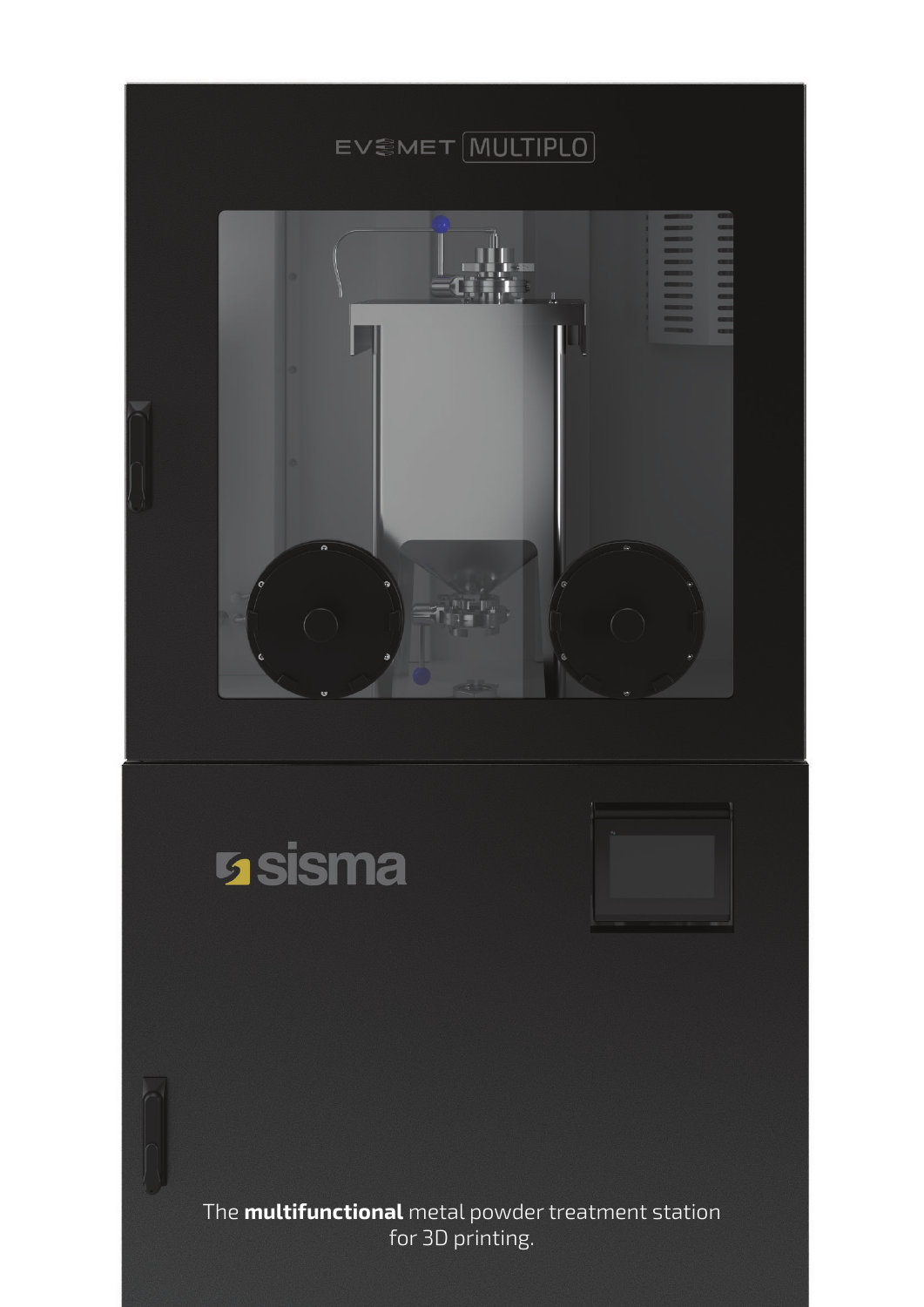EVOMET MULTIPLO

sisma

The **multifunctional** metal powder treatment station for 3D printing.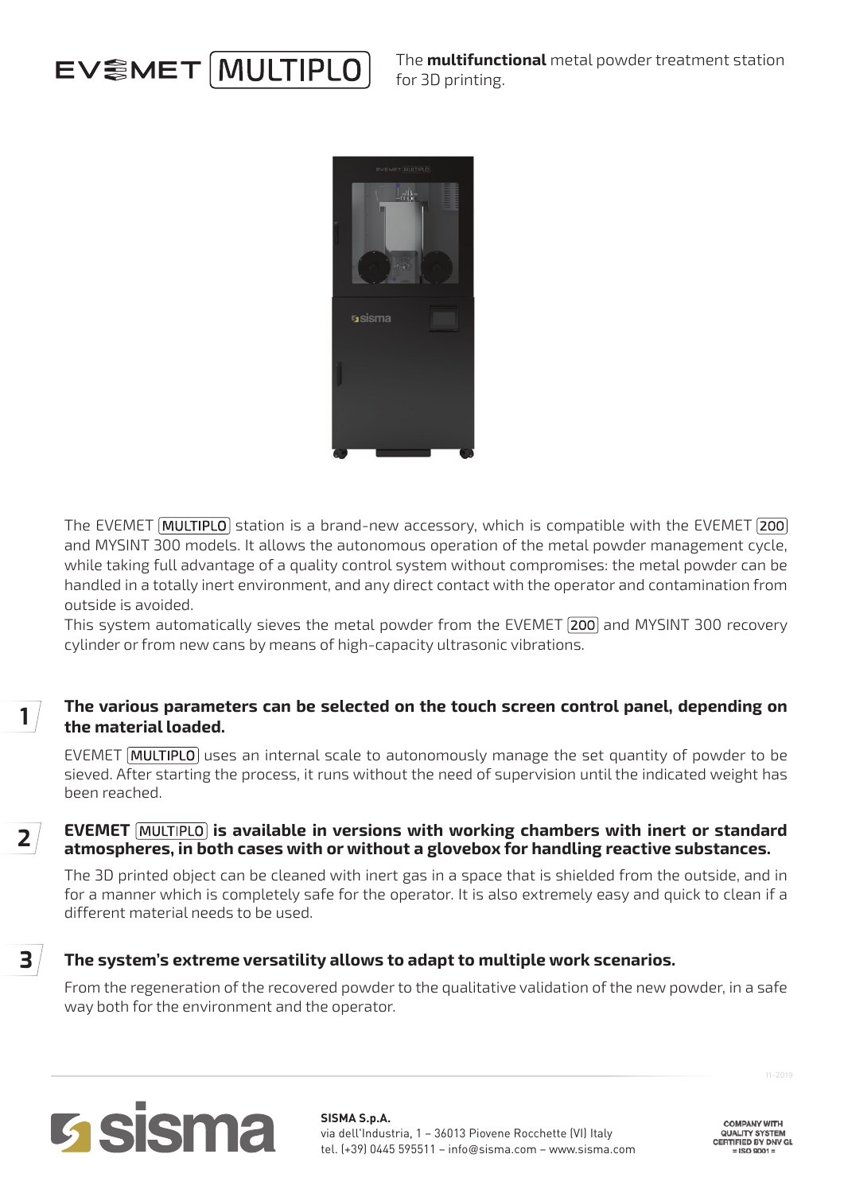# EVEMET MULTIPLO

The **multifunctional** metal powder treatment station for 3D printing.

The EVEMET MULTIPLO station is a brand-new accessory, which is compatible with the EVEMET 200 and MYSINT 300 models. It allows the autonomous operation of the metal powder management cycle, while taking full advantage of a quality control system without compromises: the metal powder can be handled in a totally inert environment, and any direct contact with the operator and contamination from outside is avoided.
This system automatically sieves the metal powder from the EVEMET 200 and MYSINT 300 recovery cylinder or from new cans by means of high-capacity ultrasonic vibrations.

## 1 The various parameters can be selected on the touch screen control panel, depending on the material loaded.

EVEMET MULTIPLO uses an internal scale to autonomously manage the set quantity of powder to be sieved. After starting the process, it runs without the need of supervision until the indicated weight has been reached.

## 2 EVEMET MULTIPLO is available in versions with working chambers with inert or standard atmospheres, in both cases with or without a glovebox for handling reactive substances.

The 3D printed object can be cleaned with inert gas in a space that is shielded from the outside, and in for a manner which is completely safe for the operator. It is also extremely easy and quick to clean if a different material needs to be used.

## 3 The system's extreme versatility allows to adapt to multiple work scenarios.

From the regeneration of the recovered powder to the qualitative validation of the new powder, in a safe way both for the environment and the operator.

11-2019

**SISMA S.p.A.**
via dell'Industria, 1 – 36013 Piovene Rocchette (VI) Italy
tel. (+39) 0445 595511 – info@sisma.com – www.sisma.com

COMPANY WITH QUALITY SYSTEM CERTIFIED BY DNV GL = ISO 9001 =